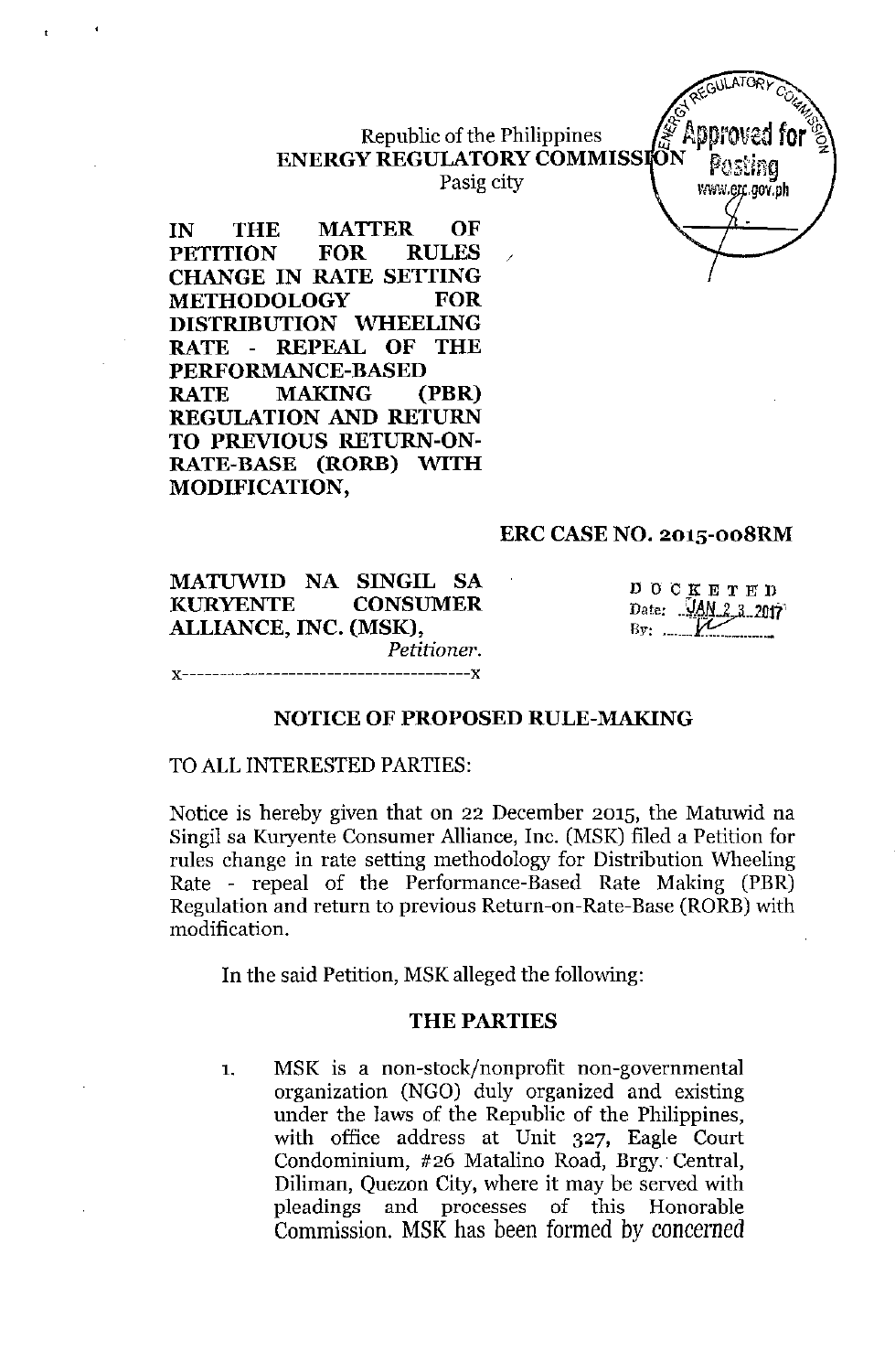Republic of the Philippines
**ENERGY REGULATORY COMMISSION**
Pasig city

**IN THE MATTER OF PETITION FOR RULES CHANGE IN RATE SETTING METHODOLOGY FOR DISTRIBUTION WHEELING RATE - REPEAL OF THE PERFORMANCE-BASED RATE MAKING (PBR) REGULATION AND RETURN TO PREVIOUS RETURN-ON-RATE-BASE (RORB) WITH MODIFICATION,**

**ERC CASE NO. 2015-008RM**

**MATUWID NA SINGIL SA KURYENTE CONSUMER ALLIANCE, INC. (MSK),**
*Petitioner.*
x---------------------------------------x

DOCKETED
Date: JAN 23 2017
By: ______

## NOTICE OF PROPOSED RULE-MAKING

TO ALL INTERESTED PARTIES:

Notice is hereby given that on 22 December 2015, the Matuwid na Singil sa Kuryente Consumer Alliance, Inc. (MSK) filed a Petition for rules change in rate setting methodology for Distribution Wheeling Rate - repeal of the Performance-Based Rate Making (PBR) Regulation and return to previous Return-on-Rate-Base (RORB) with modification.

In the said Petition, MSK alleged the following:

### THE PARTIES

1. MSK is a non-stock/nonprofit non-governmental organization (NGO) duly organized and existing under the laws of the Republic of the Philippines, with office address at Unit 327, Eagle Court Condominium, #26 Matalino Road, Brgy. Central, Diliman, Quezon City, where it may be served with pleadings and processes of this Honorable Commission. MSK has been formed by concerned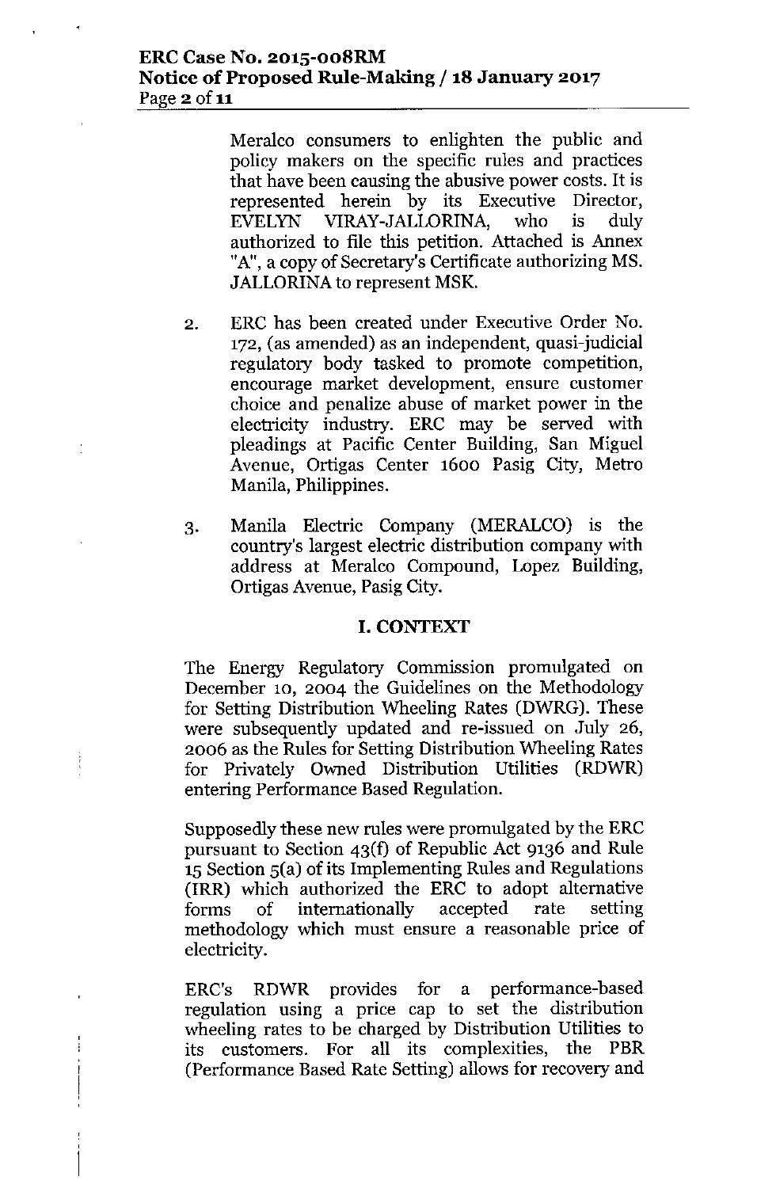Meralco consumers to enlighten the public and policy makers on the specific rules and practices that have been causing the abusive power costs. It is represented herein by its Executive Director, EVELYN VIRAY-JALLORINA, who is duly authorized to file this petition. Attached is Annex "A", a copy of Secretary's Certificate authorizing MS. JALLORINA to represent MSK.

2. ERC has been created under Executive Order No. 172, (as amended) as an independent, quasi-judicial regulatory body tasked to promote competition, encourage market development, ensure customer choice and penalize abuse of market power in the electricity industry. ERC may be served with pleadings at Pacific Center Building, San Miguel Avenue, Ortigas Center 1600 Pasig City, Metro Manila, Philippines.

3. Manila Electric Company (MERALCO) is the country's largest electric distribution company with address at Meralco Compound, Lopez Building, Ortigas Avenue, Pasig City.

## I. CONTEXT

The Energy Regulatory Commission promulgated on December 10, 2004 the Guidelines on the Methodology for Setting Distribution Wheeling Rates (DWRG). These were subsequently updated and re-issued on July 26, 2006 as the Rules for Setting Distribution Wheeling Rates for Privately Owned Distribution Utilities (RDWR) entering Performance Based Regulation.

Supposedly these new rules were promulgated by the ERC pursuant to Section 43(f) of Republic Act 9136 and Rule 15 Section 5(a) of its Implementing Rules and Regulations (IRR) which authorized the ERC to adopt alternative forms of internationally accepted rate setting methodology which must ensure a reasonable price of electricity.

ERC's RDWR provides for a performance-based regulation using a price cap to set the distribution wheeling rates to be charged by Distribution Utilities to its customers. For all its complexities, the PBR (Performance Based Rate Setting) allows for recovery and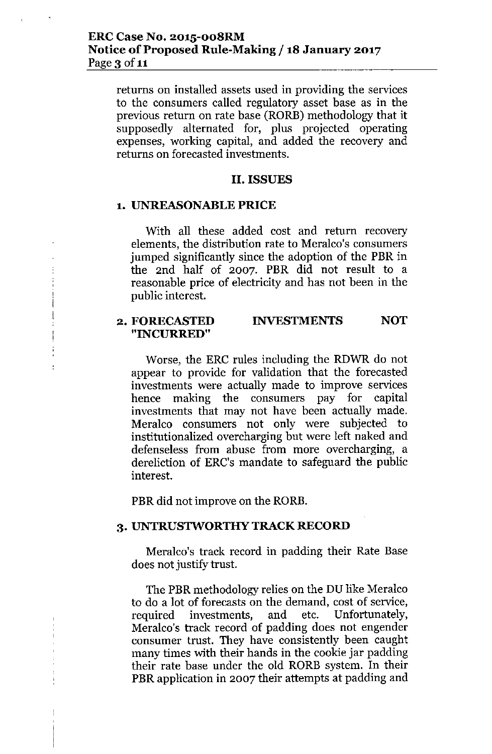returns on installed assets used in providing the services to the consumers called regulatory asset base as in the previous return on rate base (RORB) methodology that it supposedly alternated for, plus projected operating expenses, working capital, and added the recovery and returns on forecasted investments.

## II. ISSUES

### 1. UNREASONABLE PRICE

With all these added cost and return recovery elements, the distribution rate to Meralco's consumers jumped significantly since the adoption of the PBR in the 2nd half of 2007. PBR did not result to a reasonable price of electricity and has not been in the public interest.

### 2. FORECASTED INVESTMENTS NOT "INCURRED"

Worse, the ERC rules including the RDWR do not appear to provide for validation that the forecasted investments were actually made to improve services hence making the consumers pay for capital investments that may not have been actually made. Meralco consumers not only were subjected to institutionalized overcharging but were left naked and defenseless from abuse from more overcharging, a dereliction of ERC's mandate to safeguard the public interest.

PBR did not improve on the RORB.

### 3. UNTRUSTWORTHY TRACK RECORD

Meralco's track record in padding their Rate Base does not justify trust.

The PBR methodology relies on the DU like Meralco to do a lot of forecasts on the demand, cost of service, required investments, and etc. Unfortunately, Meralco's track record of padding does not engender consumer trust. They have consistently been caught many times with their hands in the cookie jar padding their rate base under the old RORB system. In their PBR application in 2007 their attempts at padding and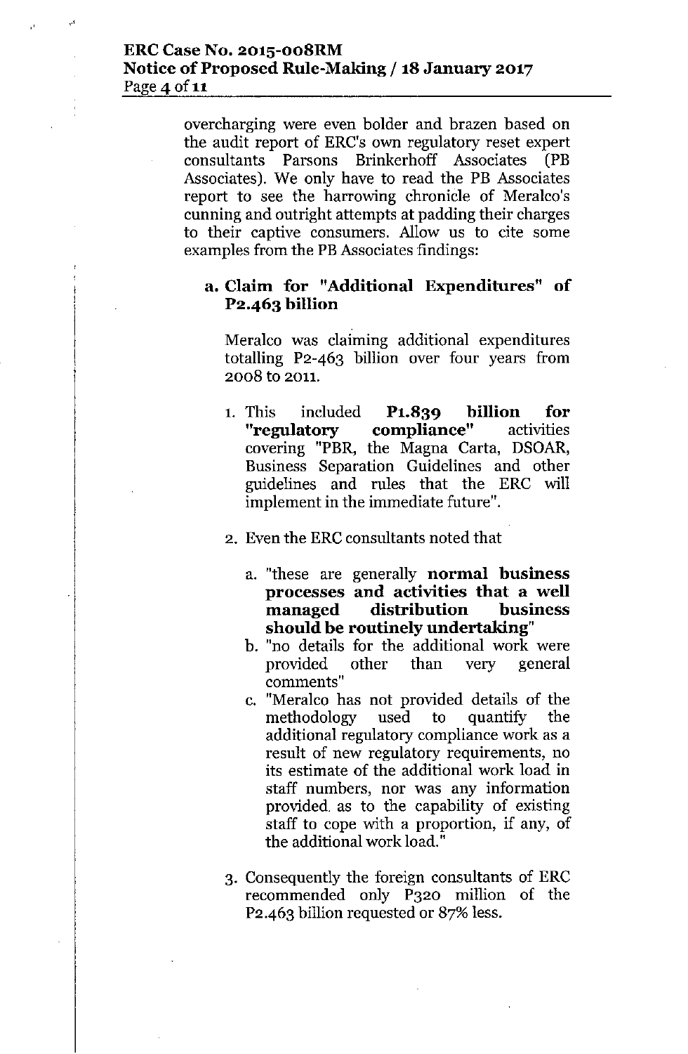overcharging were even bolder and brazen based on the audit report of ERC's own regulatory reset expert consultants Parsons Brinkerhoff Associates (PB Associates). We only have to read the PB Associates report to see the harrowing chronicle of Meralco's cunning and outright attempts at padding their charges to their captive consumers. Allow us to cite some examples from the PB Associates findings:

**a. Claim for "Additional Expenditures" of P2.463 billion**

Meralco was claiming additional expenditures totalling P2-463 billion over four years from 2008 to 2011.

1. This included **P1.839 billion for "regulatory compliance"** activities covering "PBR, the Magna Carta, DSOAR, Business Separation Guidelines and other guidelines and rules that the ERC will implement in the immediate future".

2. Even the ERC consultants noted that

   a. "these are generally **normal business processes and activities that a well managed distribution business should be routinely undertaking**"
   
   b. "no details for the additional work were provided other than very general comments"
   
   c. "Meralco has not provided details of the methodology used to quantify the additional regulatory compliance work as a result of new regulatory requirements, no its estimate of the additional work load in staff numbers, nor was any information provided. as to the capability of existing staff to cope with a proportion, if any, of the additional work load."

3. Consequently the foreign consultants of ERC recommended only P320 million of the P2.463 billion requested or 87% less.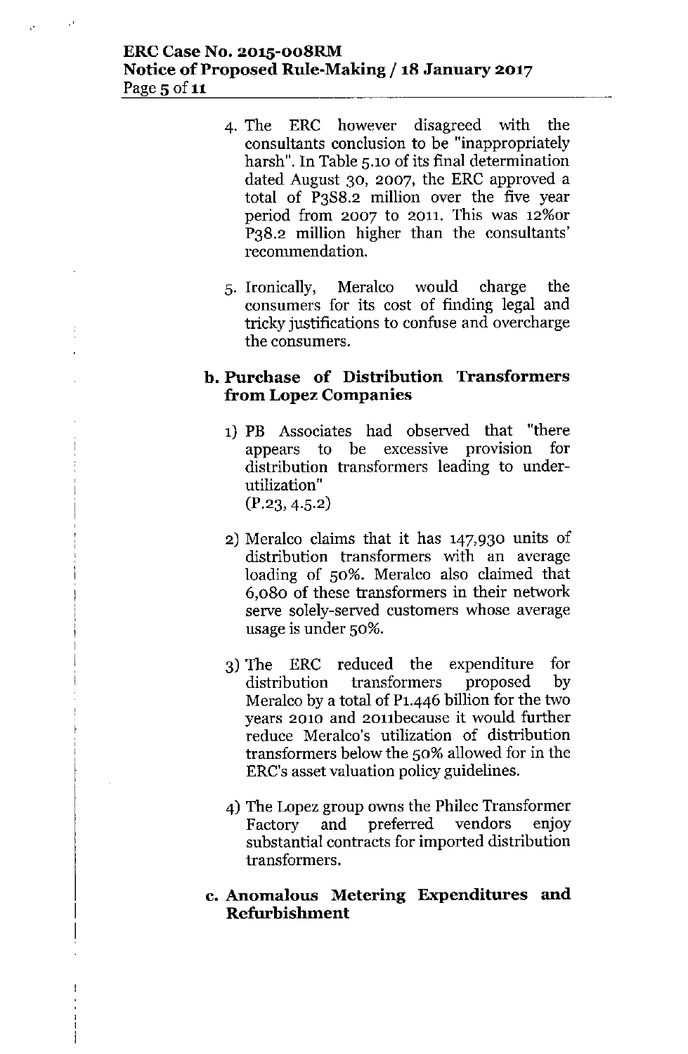4. The ERC however disagreed with the consultants conclusion to be "inappropriately harsh". In Table 5.10 of its final determination dated August 30, 2007, the ERC approved a total of P388.2 million over the five year period from 2007 to 2011. This was 12%or P38.2 million higher than the consultants' recommendation.

5. Ironically, Meralco would charge the consumers for its cost of finding legal and tricky justifications to confuse and overcharge the consumers.

### b. Purchase of Distribution Transformers from Lopez Companies

1) PB Associates had observed that "there appears to be excessive provision for distribution transformers leading to under-utilization"
(P.23, 4.5.2)

2) Meralco claims that it has 147,930 units of distribution transformers with an average loading of 50%. Meralco also claimed that 6,080 of these transformers in their network serve solely-served customers whose average usage is under 50%.

3) The ERC reduced the expenditure for distribution transformers proposed by Meralco by a total of P1.446 billion for the two years 2010 and 2011because it would further reduce Meralco's utilization of distribution transformers below the 50% allowed for in the ERC's asset valuation policy guidelines.

4) The Lopez group owns the Philec Transformer Factory and preferred vendors enjoy substantial contracts for imported distribution transformers.

### c. Anomalous Metering Expenditures and Refurbishment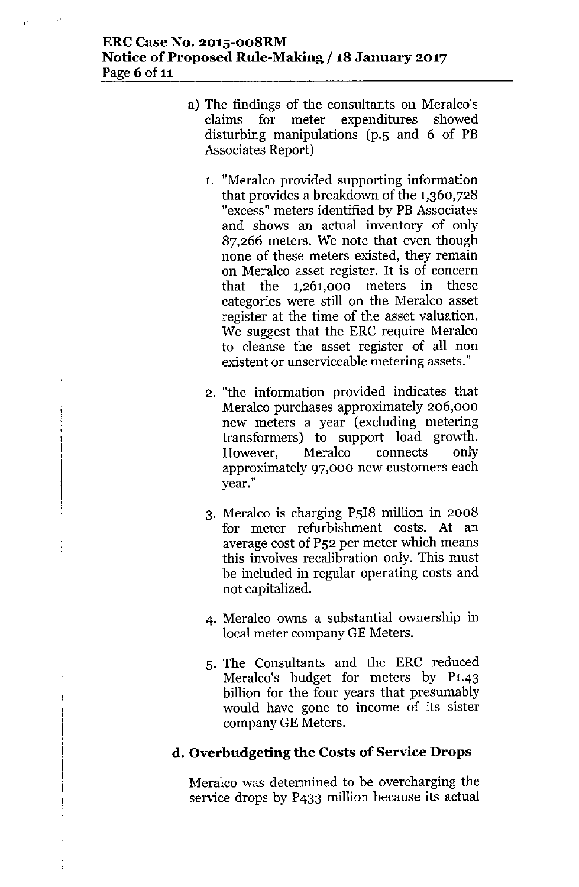a) The findings of the consultants on Meralco's claims for meter expenditures showed disturbing manipulations (p.5 and 6 of PB Associates Report)

1. "Meralco provided supporting information that provides a breakdown of the 1,360,728 "excess" meters identified by PB Associates and shows an actual inventory of only 87,266 meters. We note that even though none of these meters existed, they remain on Meralco asset register. It is of concern that the 1,261,000 meters in these categories were still on the Meralco asset register at the time of the asset valuation. We suggest that the ERC require Meralco to cleanse the asset register of all non existent or unserviceable metering assets."

2. "the information provided indicates that Meralco purchases approximately 206,000 new meters a year (excluding metering transformers) to support load growth. However, Meralco connects only approximately 97,000 new customers each year."

3. Meralco is charging P518 million in 2008 for meter refurbishment costs. At an average cost of P52 per meter which means this involves recalibration only. This must be included in regular operating costs and not capitalized.

4. Meralco owns a substantial ownership in local meter company GE Meters.

5. The Consultants and the ERC reduced Meralco's budget for meters by P1.43 billion for the four years that presumably would have gone to income of its sister company GE Meters.

### d. Overbudgeting the Costs of Service Drops

Meralco was determined to be overcharging the service drops by P433 million because its actual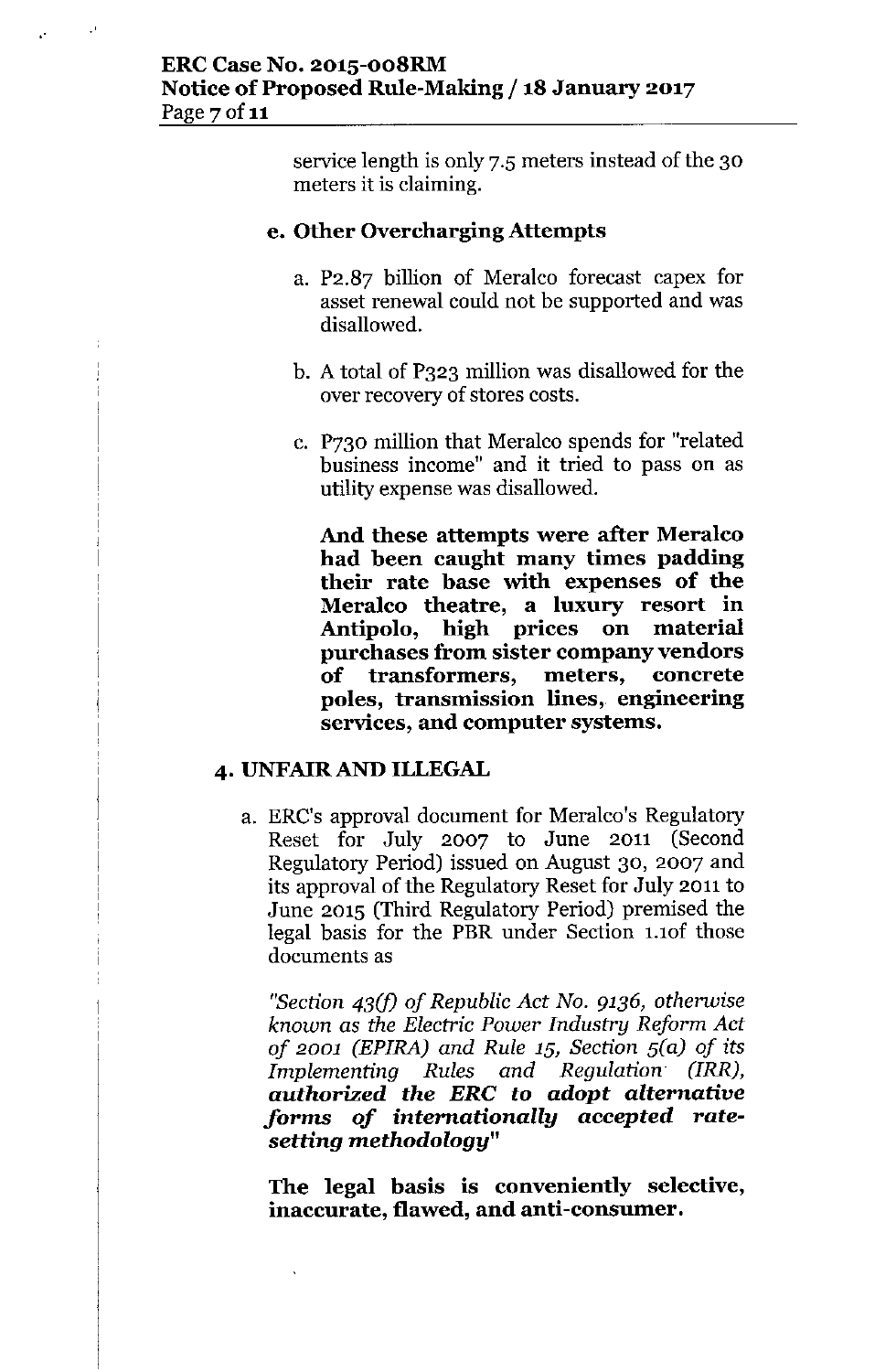service length is only 7.5 meters instead of the 30 meters it is claiming.

**e. Other Overcharging Attempts**

a. P2.87 billion of Meralco forecast capex for asset renewal could not be supported and was disallowed.

b. A total of P323 million was disallowed for the over recovery of stores costs.

c. P730 million that Meralco spends for "related business income" and it tried to pass on as utility expense was disallowed.

**And these attempts were after Meralco had been caught many times padding their rate base with expenses of the Meralco theatre, a luxury resort in Antipolo, high prices on material purchases from sister company vendors of transformers, meters, concrete poles, transmission lines, engineering services, and computer systems.**

## 4. UNFAIR AND ILLEGAL

a. ERC's approval document for Meralco's Regulatory Reset for July 2007 to June 2011 (Second Regulatory Period) issued on August 30, 2007 and its approval of the Regulatory Reset for July 2011 to June 2015 (Third Regulatory Period) premised the legal basis for the PBR under Section 1.1of those documents as

*"Section 43(f) of Republic Act No. 9136, otherwise known as the Electric Power Industry Reform Act of 2001 (EPIRA) and Rule 15, Section 5(a) of its Implementing Rules and Regulation (IRR),* ***authorized the ERC to adopt alternative forms of internationally accepted rate-setting methodology****"*

**The legal basis is conveniently selective, inaccurate, flawed, and anti-consumer.**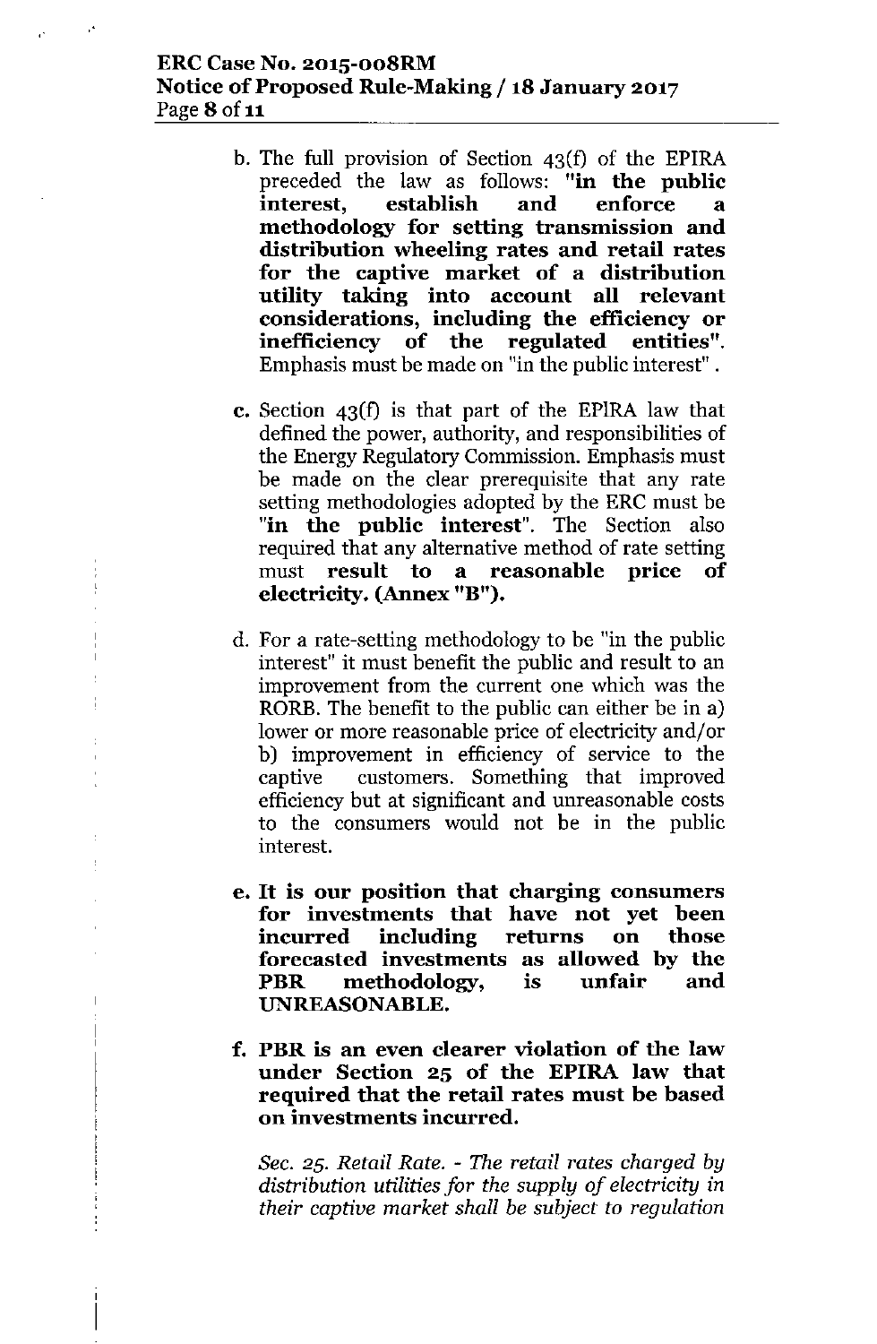b. The full provision of Section 43(f) of the EPIRA preceded the law as follows: **"in the public interest, establish and enforce a methodology for setting transmission and distribution wheeling rates and retail rates for the captive market of a distribution utility taking into account all relevant considerations, including the efficiency or inefficiency of the regulated entities"**. Emphasis must be made on "in the public interest".

c. Section 43(f) is that part of the EPIRA law that defined the power, authority, and responsibilities of the Energy Regulatory Commission. Emphasis must be made on the clear prerequisite that any rate setting methodologies adopted by the ERC must be **"in the public interest"**. The Section also required that any alternative method of rate setting must **result to a reasonable price of electricity. (Annex "B").**

d. For a rate-setting methodology to be "in the public interest" it must benefit the public and result to an improvement from the current one which was the RORB. The benefit to the public can either be in a) lower or more reasonable price of electricity and/or b) improvement in efficiency of service to the captive customers. Something that improved efficiency but at significant and unreasonable costs to the consumers would not be in the public interest.

**e. It is our position that charging consumers for investments that have not yet been incurred including returns on those forecasted investments as allowed by the PBR methodology, is unfair and UNREASONABLE.**

**f. PBR is an even clearer violation of the law under Section 25 of the EPIRA law that required that the retail rates must be based on investments incurred.**

*Sec. 25. Retail Rate. - The retail rates charged by distribution utilities for the supply of electricity in their captive market shall be subject to regulation*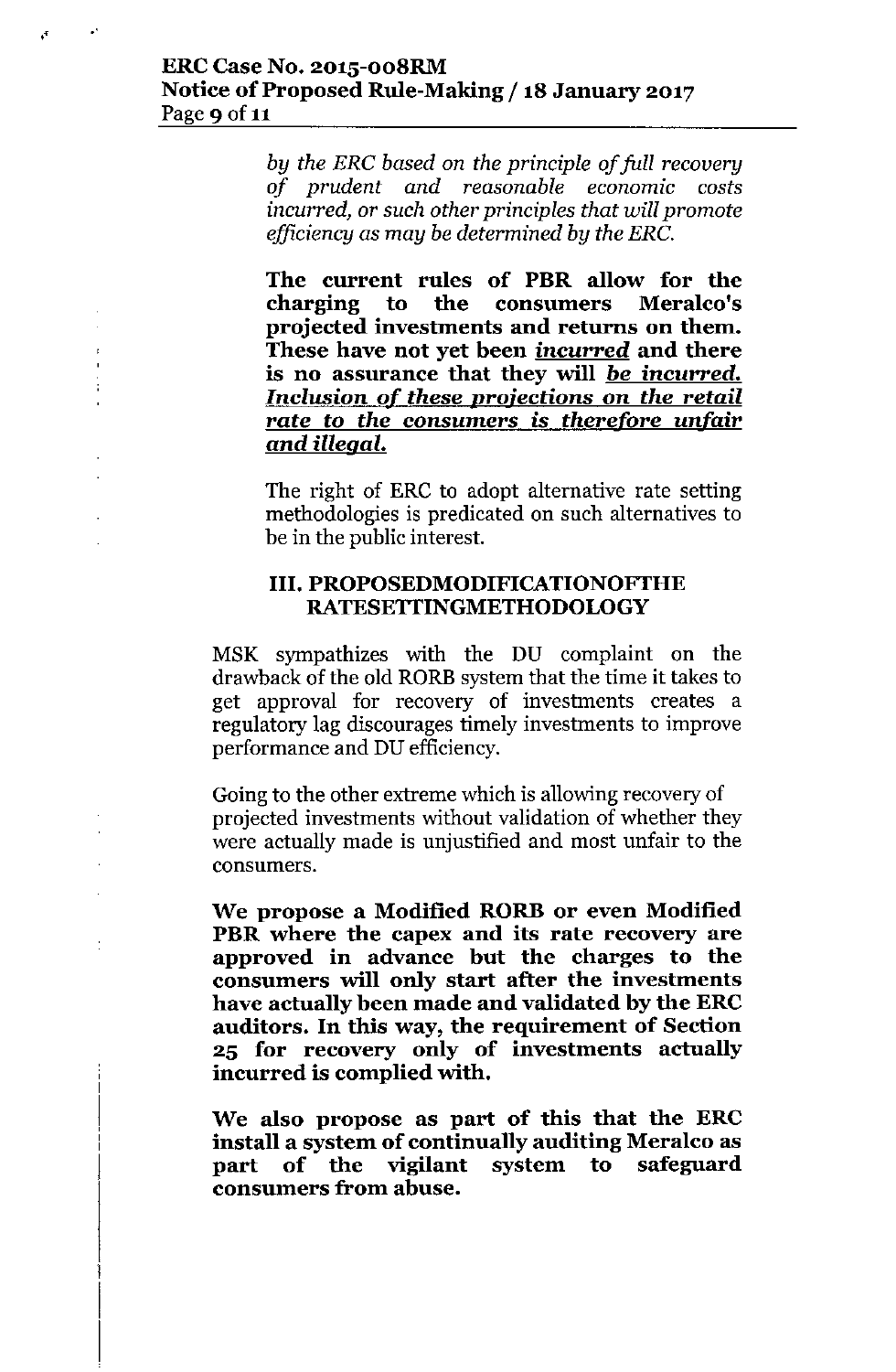*by the ERC based on the principle of full recovery of prudent and reasonable economic costs incurred, or such other principles that will promote efficiency as may be determined by the ERC.*

**The current rules of PBR allow for the charging to the consumers Meralco's projected investments and returns on them. These have not yet been *incurred* and there is no assurance that they will *be incurred. Inclusion of these projections on the retail rate to the consumers is therefore unfair and illegal.***

The right of ERC to adopt alternative rate setting methodologies is predicated on such alternatives to be in the public interest.

### III. PROPOSEDMODIFICATIONOFTHE RATESETTINGMETHODOLOGY

MSK sympathizes with the DU complaint on the drawback of the old RORB system that the time it takes to get approval for recovery of investments creates a regulatory lag discourages timely investments to improve performance and DU efficiency.

Going to the other extreme which is allowing recovery of projected investments without validation of whether they were actually made is unjustified and most unfair to the consumers.

**We propose a Modified RORB or even Modified PBR where the capex and its rate recovery are approved in advance but the charges to the consumers will only start after the investments have actually been made and validated by the ERC auditors. In this way, the requirement of Section 25 for recovery only of investments actually incurred is complied with.**

**We also propose as part of this that the ERC install a system of continually auditing Meralco as part of the vigilant system to safeguard consumers from abuse.**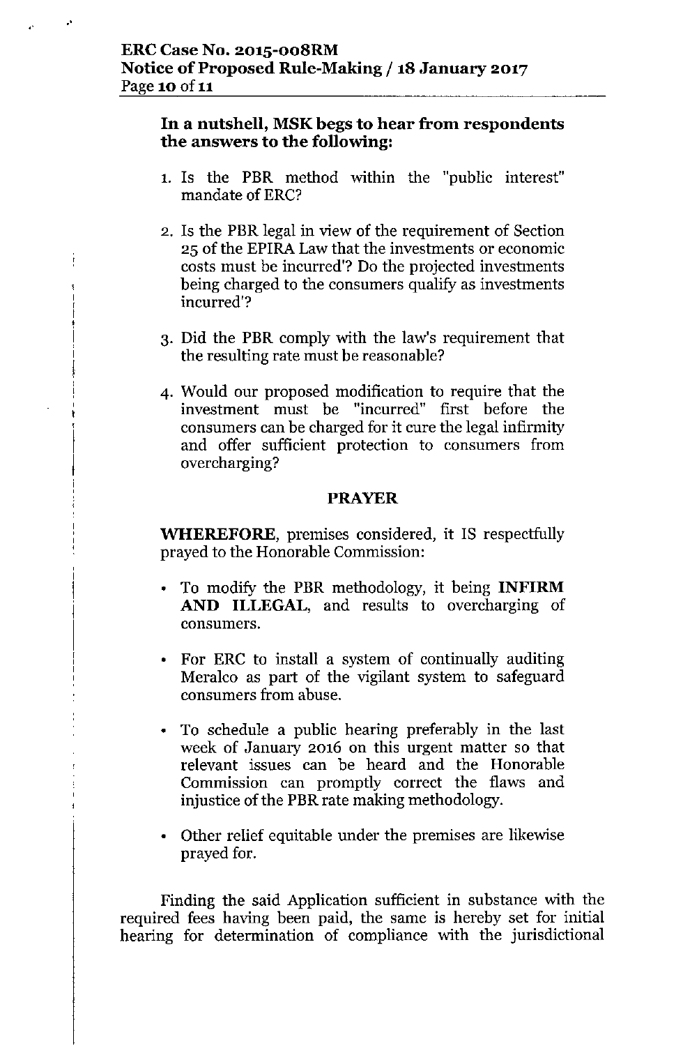**In a nutshell, MSK begs to hear from respondents the answers to the following:**

1. Is the PBR method within the "public interest" mandate of ERC?

2. Is the PBR legal in view of the requirement of Section 25 of the EPIRA Law that the investments or economic costs must be incurred'? Do the projected investments being charged to the consumers qualify as investments incurred'?

3. Did the PBR comply with the law's requirement that the resulting rate must be reasonable?

4. Would our proposed modification to require that the investment must be "incurred" first before the consumers can be charged for it cure the legal infirmity and offer sufficient protection to consumers from overcharging?

## PRAYER

**WHEREFORE**, premises considered, it IS respectfully prayed to the Honorable Commission:

- To modify the PBR methodology, it being **INFIRM AND ILLEGAL**, and results to overcharging of consumers.

- For ERC to install a system of continually auditing Meralco as part of the vigilant system to safeguard consumers from abuse.

- To schedule a public hearing preferably in the last week of January 2016 on this urgent matter so that relevant issues can be heard and the Honorable Commission can promptly correct the flaws and injustice of the PBR rate making methodology.

- Other relief equitable under the premises are likewise prayed for.

Finding the said Application sufficient in substance with the required fees having been paid, the same is hereby set for initial hearing for determination of compliance with the jurisdictional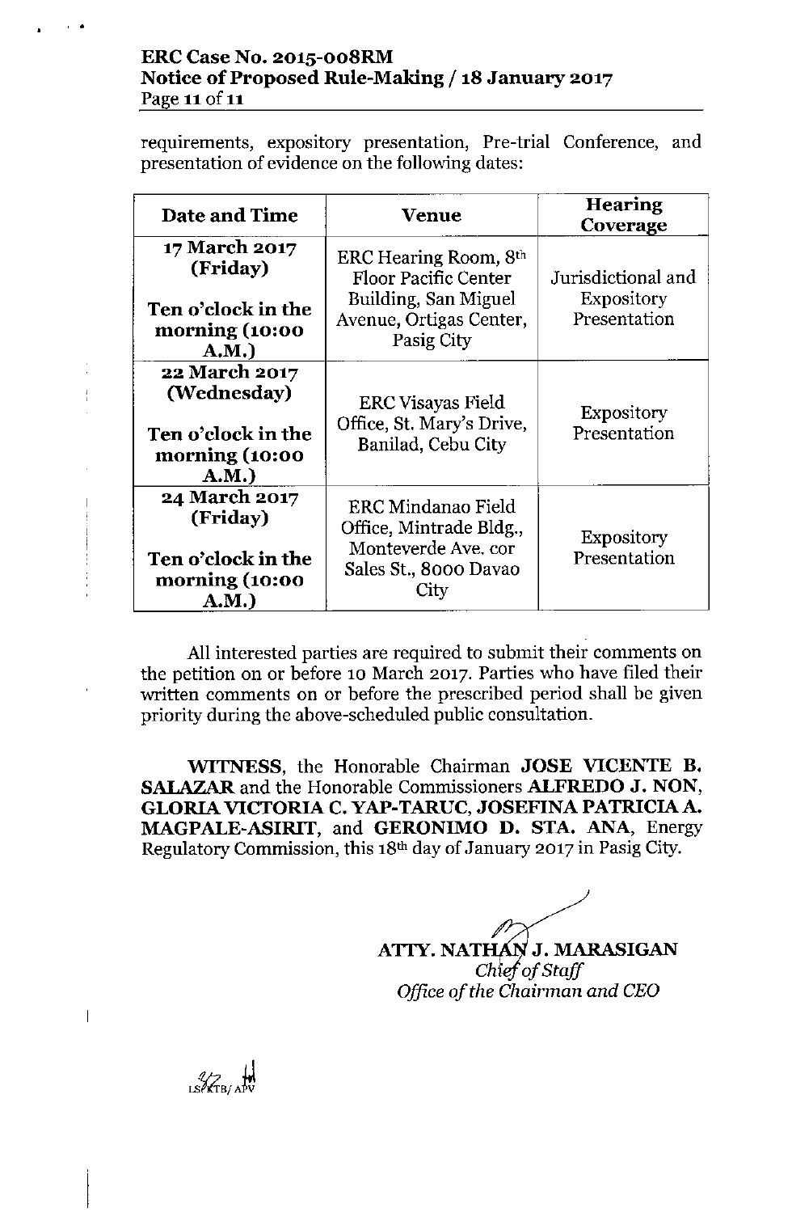requirements, expository presentation, Pre-trial Conference, and presentation of evidence on the following dates:

| Date and Time | Venue | Hearing Coverage |
|---|---|---|
| **17 March 2017 (Friday)**<br><br>**Ten o'clock in the morning (10:00 A.M.)** | ERC Hearing Room, 8th Floor Pacific Center Building, San Miguel Avenue, Ortigas Center, Pasig City | Jurisdictional and Expository Presentation |
| **22 March 2017 (Wednesday)**<br><br>**Ten o'clock in the morning (10:00 A.M.)** | ERC Visayas Field Office, St. Mary's Drive, Banilad, Cebu City | Expository Presentation |
| **24 March 2017 (Friday)**<br><br>**Ten o'clock in the morning (10:00 A.M.)** | ERC Mindanao Field Office, Mintrade Bldg., Monteverde Ave. cor Sales St., 8000 Davao City | Expository Presentation |

All interested parties are required to submit their comments on the petition on or before 10 March 2017. Parties who have filed their written comments on or before the prescribed period shall be given priority during the above-scheduled public consultation.

**WITNESS**, the Honorable Chairman **JOSE VICENTE B. SALAZAR** and the Honorable Commissioners **ALFREDO J. NON**, **GLORIA VICTORIA C. YAP-TARUC**, **JOSEFINA PATRICIA A. MAGPALE-ASIRIT**, and **GERONIMO D. STA. ANA**, Energy Regulatory Commission, this 18th day of January 2017 in Pasig City.

**ATTY. NATHAN J. MARASIGAN**
*Chief of Staff*
*Office of the Chairman and CEO*

LS/KTB/ APV